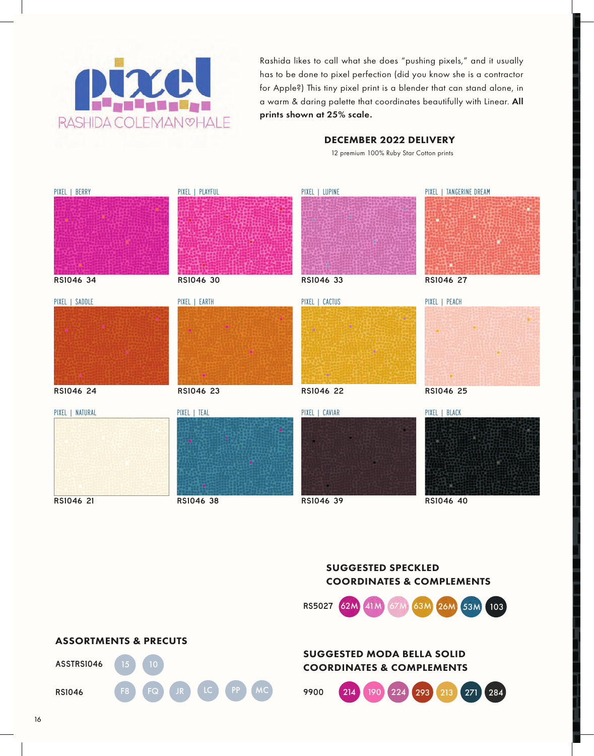# pixel

RASHIDA COLEMAN♡HALE

Rashida likes to call what she does "pushing pixels," and it usually has to be done to pixel perfection (did you know she is a contractor for Apple?) This tiny pixel print is a blender that can stand alone, in a warm & daring palette that coordinates beautifully with Linear. **All prints shown at 25% scale.**

### DECEMBER 2022 DELIVERY

12 premium 100% Ruby Star Cotton prints

PIXEL | BERRY
RS1046 34

PIXEL | PLAYFUL
RS1046 30

PIXEL | LUPINE
RS1046 33

PIXEL | TANGERINE DREAM
RS1046 27

PIXEL | SADDLE
RS1046 24

PIXEL | EARTH
RS1046 23

PIXEL | CACTUS
RS1046 22

PIXEL | PEACH
RS1046 25

PIXEL | NATURAL
RS1046 21

PIXEL | TEAL
RS1046 38

PIXEL | CAVIAR
RS1046 39

PIXEL | BLACK
RS1046 40

### SUGGESTED SPECKLED COORDINATES & COMPLEMENTS

RS5027 62M 41M 67M 63M 26M 53M 103

### ASSORTMENTS & PRECUTS

ASSTRS1046 15 10

RS1046 F8 FQ JR LC PP MC

### SUGGESTED MODA BELLA SOLID COORDINATES & COMPLEMENTS

9900 214 190 224 293 213 271 284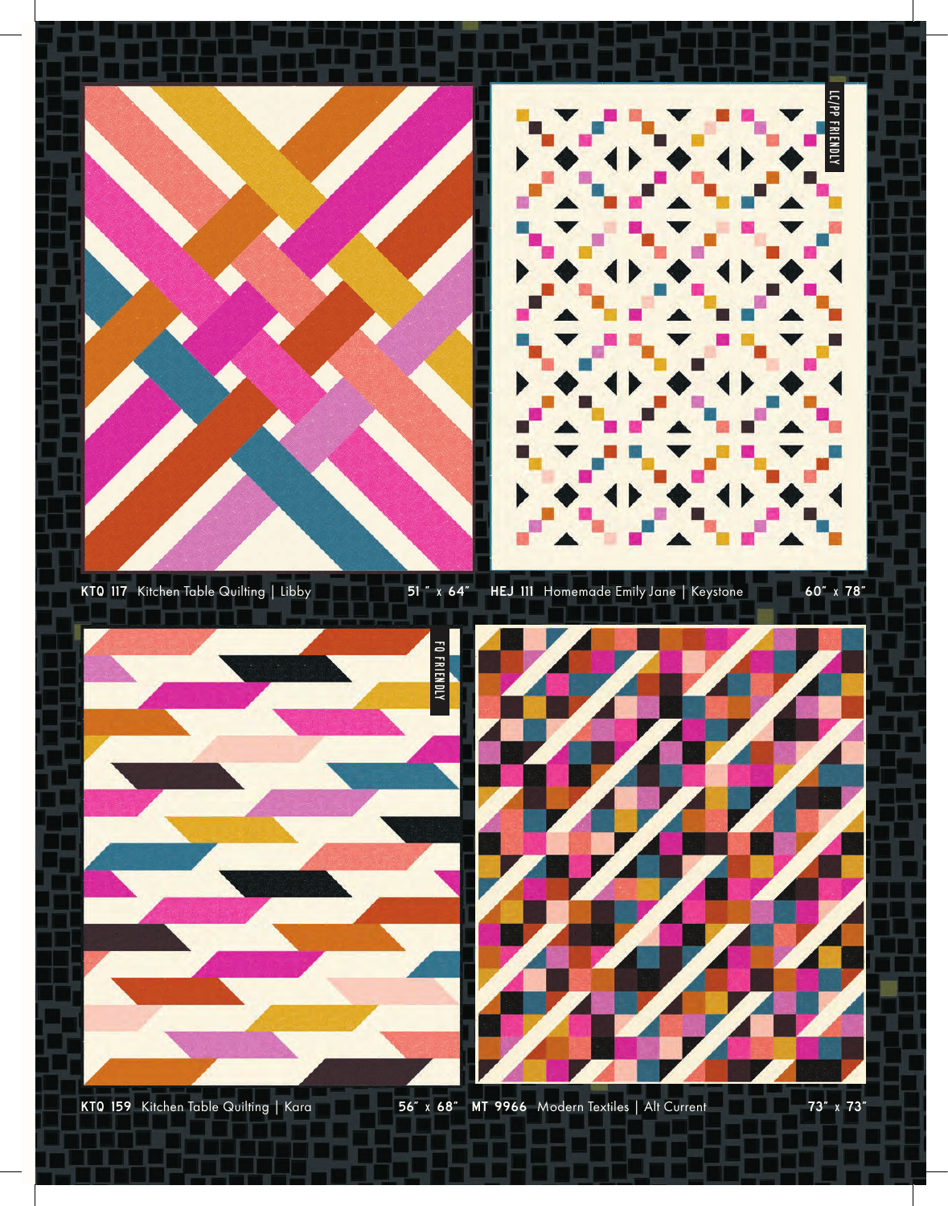LC/PP FRIENDLY

**KTQ 117** Kitchen Table Quilting | Libby 51" x 64"

**HEJ 111** Homemade Emily Jane | Keystone 60" x 78"

FQ FRIENDLY

**KTQ 159** Kitchen Table Quilting | Kara 56" x 68"

**MT 9966** Modern Textiles | Alt Current 73" x 73"